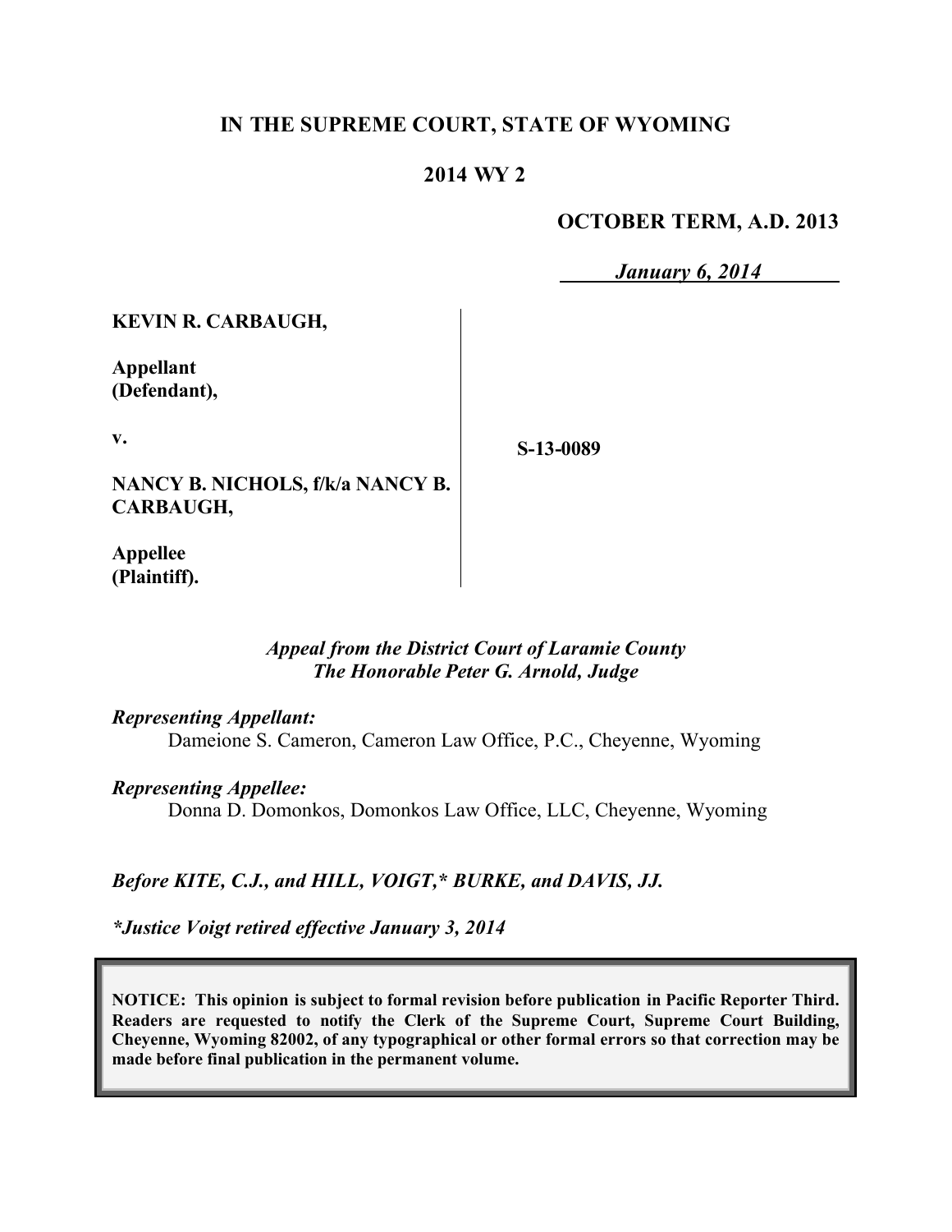# IN THE SUPREME COURT, STATE OF WYOMING

## 2014 WY 2

**OCTOBER TERM, A.D. 2013**

*January 6, 2014*

| | |
|---|---|
| **KEVIN R. CARBAUGH,**<br><br>**Appellant (Defendant),**<br><br>**v.**<br><br>**NANCY B. NICHOLS, f/k/a NANCY B. CARBAUGH,**<br><br>**Appellee (Plaintiff).** | **S-13-0089** |

*Appeal from the District Court of Laramie County*
*The Honorable Peter G. Arnold, Judge*

*Representing Appellant:*
Dameione S. Cameron, Cameron Law Office, P.C., Cheyenne, Wyoming

*Representing Appellee:*
Donna D. Domonkos, Domonkos Law Office, LLC, Cheyenne, Wyoming

*Before KITE, C.J., and HILL, VOIGT,\* BURKE, and DAVIS, JJ.*

*\*Justice Voigt retired effective January 3, 2014*

**NOTICE: This opinion is subject to formal revision before publication in Pacific Reporter Third. Readers are requested to notify the Clerk of the Supreme Court, Supreme Court Building, Cheyenne, Wyoming 82002, of any typographical or other formal errors so that correction may be made before final publication in the permanent volume.**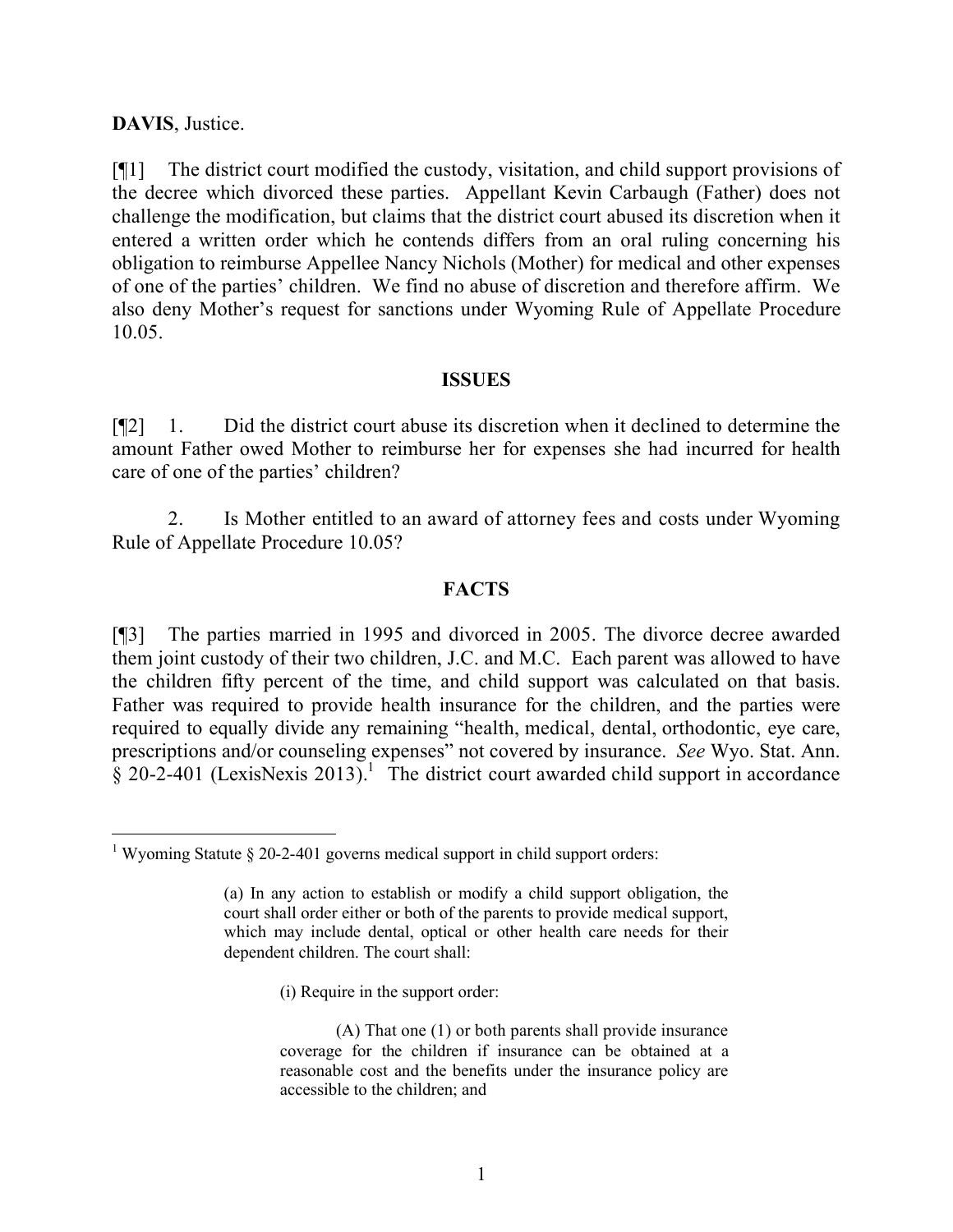**DAVIS**, Justice.

[¶1] The district court modified the custody, visitation, and child support provisions of the decree which divorced these parties. Appellant Kevin Carbaugh (Father) does not challenge the modification, but claims that the district court abused its discretion when it entered a written order which he contends differs from an oral ruling concerning his obligation to reimburse Appellee Nancy Nichols (Mother) for medical and other expenses of one of the parties' children. We find no abuse of discretion and therefore affirm. We also deny Mother's request for sanctions under Wyoming Rule of Appellate Procedure 10.05.

## ISSUES

[¶2] 1. Did the district court abuse its discretion when it declined to determine the amount Father owed Mother to reimburse her for expenses she had incurred for health care of one of the parties' children?

2. Is Mother entitled to an award of attorney fees and costs under Wyoming Rule of Appellate Procedure 10.05?

## FACTS

[¶3] The parties married in 1995 and divorced in 2005. The divorce decree awarded them joint custody of their two children, J.C. and M.C. Each parent was allowed to have the children fifty percent of the time, and child support was calculated on that basis. Father was required to provide health insurance for the children, and the parties were required to equally divide any remaining "health, medical, dental, orthodontic, eye care, prescriptions and/or counseling expenses" not covered by insurance. *See* Wyo. Stat. Ann. § 20-2-401 (LexisNexis 2013).[1] The district court awarded child support in accordance

---

[1] Wyoming Statute § 20-2-401 governs medical support in child support orders:

> (a) In any action to establish or modify a child support obligation, the court shall order either or both of the parents to provide medical support, which may include dental, optical or other health care needs for their dependent children. The court shall:
>
> (i) Require in the support order:
>
> (A) That one (1) or both parents shall provide insurance coverage for the children if insurance can be obtained at a reasonable cost and the benefits under the insurance policy are accessible to the children; and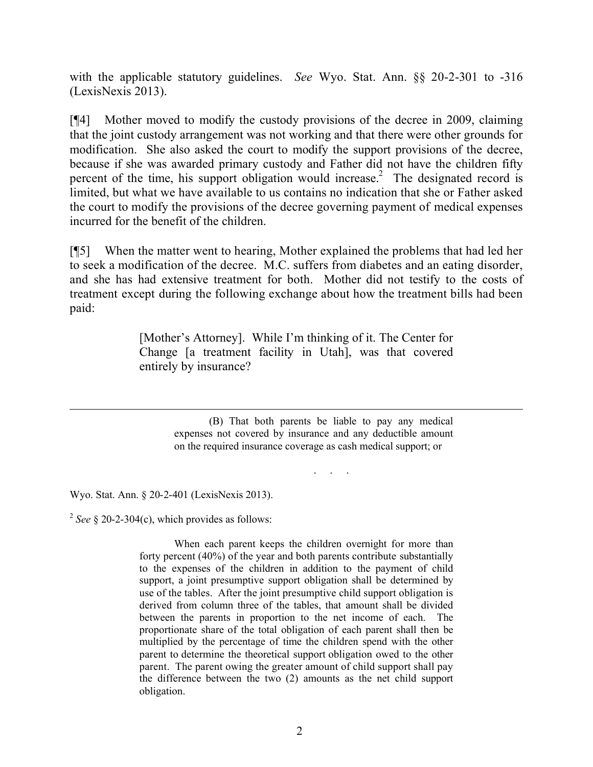with the applicable statutory guidelines. *See* Wyo. Stat. Ann. §§ 20-2-301 to -316 (LexisNexis 2013).

[¶4] Mother moved to modify the custody provisions of the decree in 2009, claiming that the joint custody arrangement was not working and that there were other grounds for modification. She also asked the court to modify the support provisions of the decree, because if she was awarded primary custody and Father did not have the children fifty percent of the time, his support obligation would increase.[2] The designated record is limited, but what we have available to us contains no indication that she or Father asked the court to modify the provisions of the decree governing payment of medical expenses incurred for the benefit of the children.

[¶5] When the matter went to hearing, Mother explained the problems that had led her to seek a modification of the decree. M.C. suffers from diabetes and an eating disorder, and she has had extensive treatment for both. Mother did not testify to the costs of treatment except during the following exchange about how the treatment bills had been paid:

> [Mother's Attorney]. While I'm thinking of it. The Center for Change [a treatment facility in Utah], was that covered entirely by insurance?

---

> (B) That both parents be liable to pay any medical expenses not covered by insurance and any deductible amount on the required insurance coverage as cash medical support; or
>
> . . .

Wyo. Stat. Ann. § 20-2-401 (LexisNexis 2013).

[2] *See* § 20-2-304(c), which provides as follows:

> When each parent keeps the children overnight for more than forty percent (40%) of the year and both parents contribute substantially to the expenses of the children in addition to the payment of child support, a joint presumptive support obligation shall be determined by use of the tables. After the joint presumptive child support obligation is derived from column three of the tables, that amount shall be divided between the parents in proportion to the net income of each. The proportionate share of the total obligation of each parent shall then be multiplied by the percentage of time the children spend with the other parent to determine the theoretical support obligation owed to the other parent. The parent owing the greater amount of child support shall pay the difference between the two (2) amounts as the net child support obligation.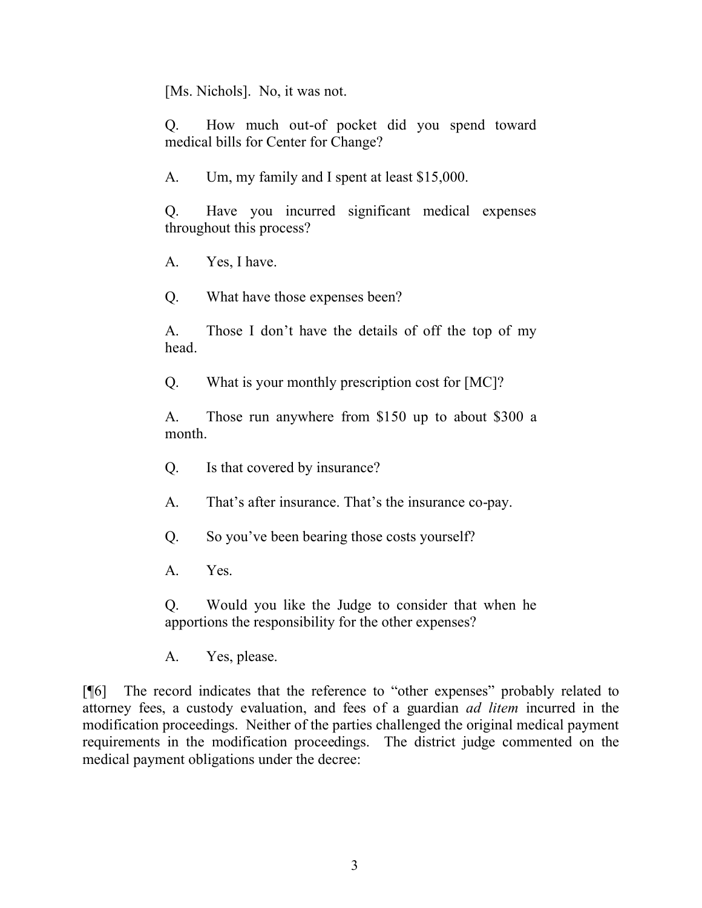[Ms. Nichols]. No, it was not.

Q. How much out-of pocket did you spend toward medical bills for Center for Change?

A. Um, my family and I spent at least $15,000.

Q. Have you incurred significant medical expenses throughout this process?

A. Yes, I have.

Q. What have those expenses been?

A. Those I don't have the details of off the top of my head.

Q. What is your monthly prescription cost for [MC]?

A. Those run anywhere from $150 up to about $300 a month.

Q. Is that covered by insurance?

A. That's after insurance. That's the insurance co-pay.

Q. So you've been bearing those costs yourself?

A. Yes.

Q. Would you like the Judge to consider that when he apportions the responsibility for the other expenses?

A. Yes, please.

[¶6] The record indicates that the reference to "other expenses" probably related to attorney fees, a custody evaluation, and fees of a guardian *ad litem* incurred in the modification proceedings. Neither of the parties challenged the original medical payment requirements in the modification proceedings. The district judge commented on the medical payment obligations under the decree: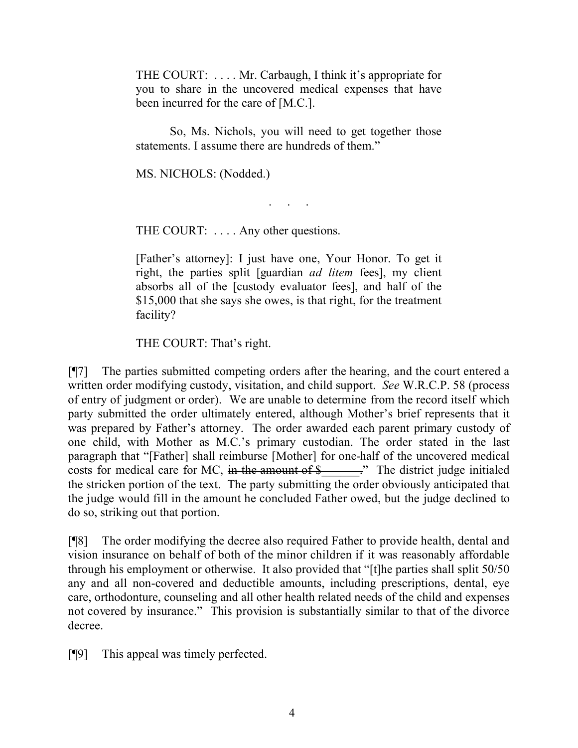> THE COURT: . . . . Mr. Carbaugh, I think it's appropriate for you to share in the uncovered medical expenses that have been incurred for the care of [M.C.].
>
> So, Ms. Nichols, you will need to get together those statements. I assume there are hundreds of them."
>
> MS. NICHOLS: (Nodded.)
>
> . . .
>
> THE COURT: . . . . Any other questions.
>
> [Father's attorney]: I just have one, Your Honor. To get it right, the parties split [guardian *ad litem* fees], my client absorbs all of the [custody evaluator fees], and half of the $15,000 that she says she owes, is that right, for the treatment facility?
>
> THE COURT: That's right.

[¶7] The parties submitted competing orders after the hearing, and the court entered a written order modifying custody, visitation, and child support. *See* W.R.C.P. 58 (process of entry of judgment or order). We are unable to determine from the record itself which party submitted the order ultimately entered, although Mother's brief represents that it was prepared by Father's attorney. The order awarded each parent primary custody of one child, with Mother as M.C.'s primary custodian. The order stated in the last paragraph that "[Father] shall reimburse [Mother] for one-half of the uncovered medical costs for medical care for MC, ~~in the amount of $\_\_\_\_\_\_\_.~~" The district judge initialed the stricken portion of the text. The party submitting the order obviously anticipated that the judge would fill in the amount he concluded Father owed, but the judge declined to do so, striking out that portion.

[¶8] The order modifying the decree also required Father to provide health, dental and vision insurance on behalf of both of the minor children if it was reasonably affordable through his employment or otherwise. It also provided that "[t]he parties shall split 50/50 any and all non-covered and deductible amounts, including prescriptions, dental, eye care, orthodonture, counseling and all other health related needs of the child and expenses not covered by insurance." This provision is substantially similar to that of the divorce decree.

[¶9] This appeal was timely perfected.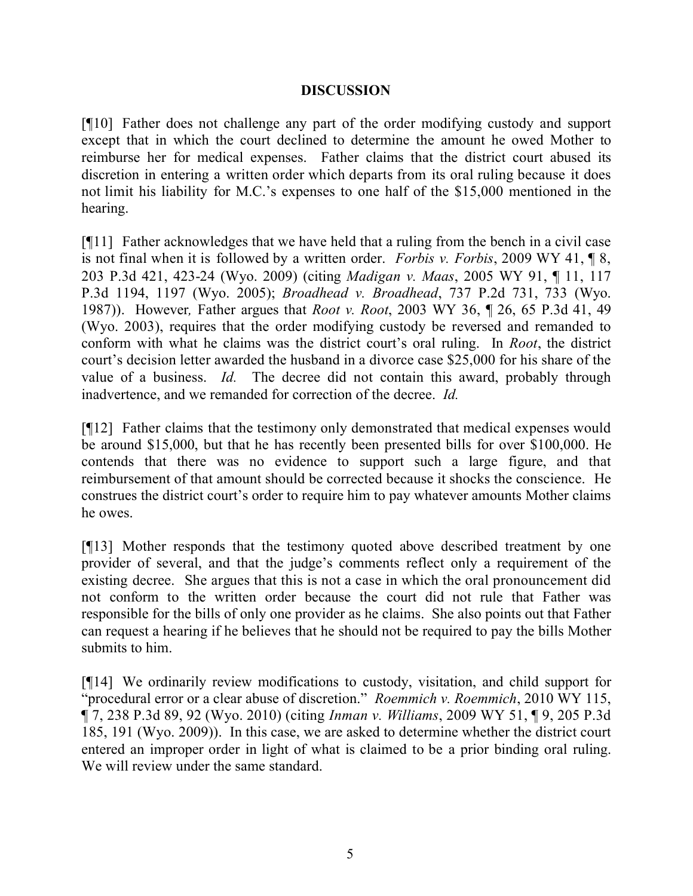## DISCUSSION

[¶10] Father does not challenge any part of the order modifying custody and support except that in which the court declined to determine the amount he owed Mother to reimburse her for medical expenses. Father claims that the district court abused its discretion in entering a written order which departs from its oral ruling because it does not limit his liability for M.C.'s expenses to one half of the $15,000 mentioned in the hearing.

[¶11] Father acknowledges that we have held that a ruling from the bench in a civil case is not final when it is followed by a written order. *Forbis v. Forbis*, 2009 WY 41, ¶ 8, 203 P.3d 421, 423-24 (Wyo. 2009) (citing *Madigan v. Maas*, 2005 WY 91, ¶ 11, 117 P.3d 1194, 1197 (Wyo. 2005); *Broadhead v. Broadhead*, 737 P.2d 731, 733 (Wyo. 1987)). However*,* Father argues that *Root v. Root*, 2003 WY 36, ¶ 26, 65 P.3d 41, 49 (Wyo. 2003), requires that the order modifying custody be reversed and remanded to conform with what he claims was the district court's oral ruling. In *Root*, the district court's decision letter awarded the husband in a divorce case $25,000 for his share of the value of a business. *Id.* The decree did not contain this award, probably through inadvertence, and we remanded for correction of the decree. *Id.*

[¶12] Father claims that the testimony only demonstrated that medical expenses would be around $15,000, but that he has recently been presented bills for over $100,000. He contends that there was no evidence to support such a large figure, and that reimbursement of that amount should be corrected because it shocks the conscience. He construes the district court's order to require him to pay whatever amounts Mother claims he owes.

[¶13] Mother responds that the testimony quoted above described treatment by one provider of several, and that the judge's comments reflect only a requirement of the existing decree. She argues that this is not a case in which the oral pronouncement did not conform to the written order because the court did not rule that Father was responsible for the bills of only one provider as he claims. She also points out that Father can request a hearing if he believes that he should not be required to pay the bills Mother submits to him.

[¶14] We ordinarily review modifications to custody, visitation, and child support for "procedural error or a clear abuse of discretion." *Roemmich v. Roemmich*, 2010 WY 115, ¶ 7, 238 P.3d 89, 92 (Wyo. 2010) (citing *Inman v. Williams*, 2009 WY 51, ¶ 9, 205 P.3d 185, 191 (Wyo. 2009)). In this case, we are asked to determine whether the district court entered an improper order in light of what is claimed to be a prior binding oral ruling. We will review under the same standard.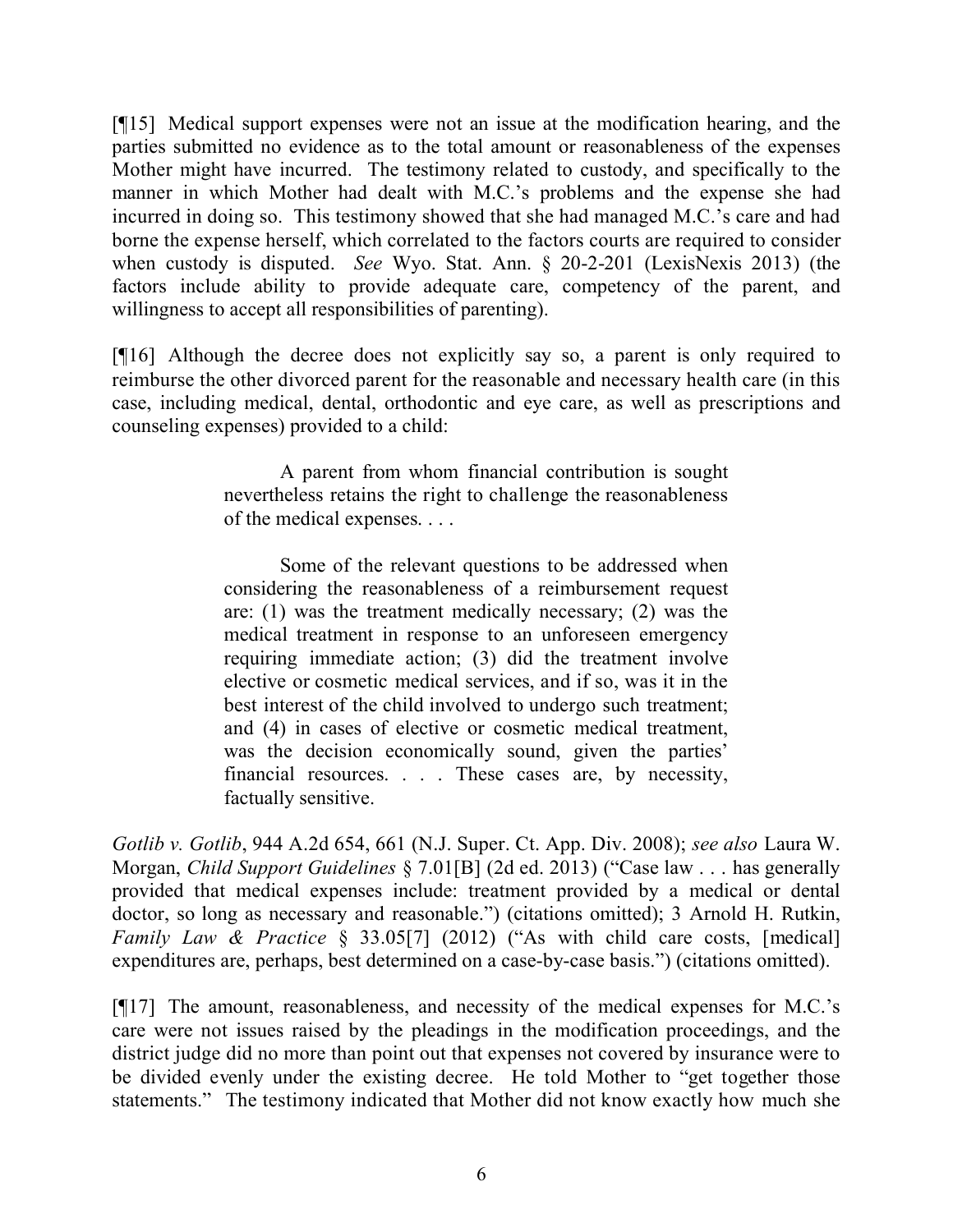[¶15] Medical support expenses were not an issue at the modification hearing, and the parties submitted no evidence as to the total amount or reasonableness of the expenses Mother might have incurred. The testimony related to custody, and specifically to the manner in which Mother had dealt with M.C.'s problems and the expense she had incurred in doing so. This testimony showed that she had managed M.C.'s care and had borne the expense herself, which correlated to the factors courts are required to consider when custody is disputed. *See* Wyo. Stat. Ann. § 20-2-201 (LexisNexis 2013) (the factors include ability to provide adequate care, competency of the parent, and willingness to accept all responsibilities of parenting).

[¶16] Although the decree does not explicitly say so, a parent is only required to reimburse the other divorced parent for the reasonable and necessary health care (in this case, including medical, dental, orthodontic and eye care, as well as prescriptions and counseling expenses) provided to a child:

> A parent from whom financial contribution is sought nevertheless retains the right to challenge the reasonableness of the medical expenses. . . .
>
> Some of the relevant questions to be addressed when considering the reasonableness of a reimbursement request are: (1) was the treatment medically necessary; (2) was the medical treatment in response to an unforeseen emergency requiring immediate action; (3) did the treatment involve elective or cosmetic medical services, and if so, was it in the best interest of the child involved to undergo such treatment; and (4) in cases of elective or cosmetic medical treatment, was the decision economically sound, given the parties' financial resources. . . . These cases are, by necessity, factually sensitive.

*Gotlib v. Gotlib*, 944 A.2d 654, 661 (N.J. Super. Ct. App. Div. 2008); *see also* Laura W. Morgan, *Child Support Guidelines* § 7.01[B] (2d ed. 2013) ("Case law . . . has generally provided that medical expenses include: treatment provided by a medical or dental doctor, so long as necessary and reasonable.") (citations omitted); 3 Arnold H. Rutkin, *Family Law & Practice* § 33.05[7] (2012) ("As with child care costs, [medical] expenditures are, perhaps, best determined on a case-by-case basis.") (citations omitted).

[¶17] The amount, reasonableness, and necessity of the medical expenses for M.C.'s care were not issues raised by the pleadings in the modification proceedings, and the district judge did no more than point out that expenses not covered by insurance were to be divided evenly under the existing decree. He told Mother to "get together those statements." The testimony indicated that Mother did not know exactly how much she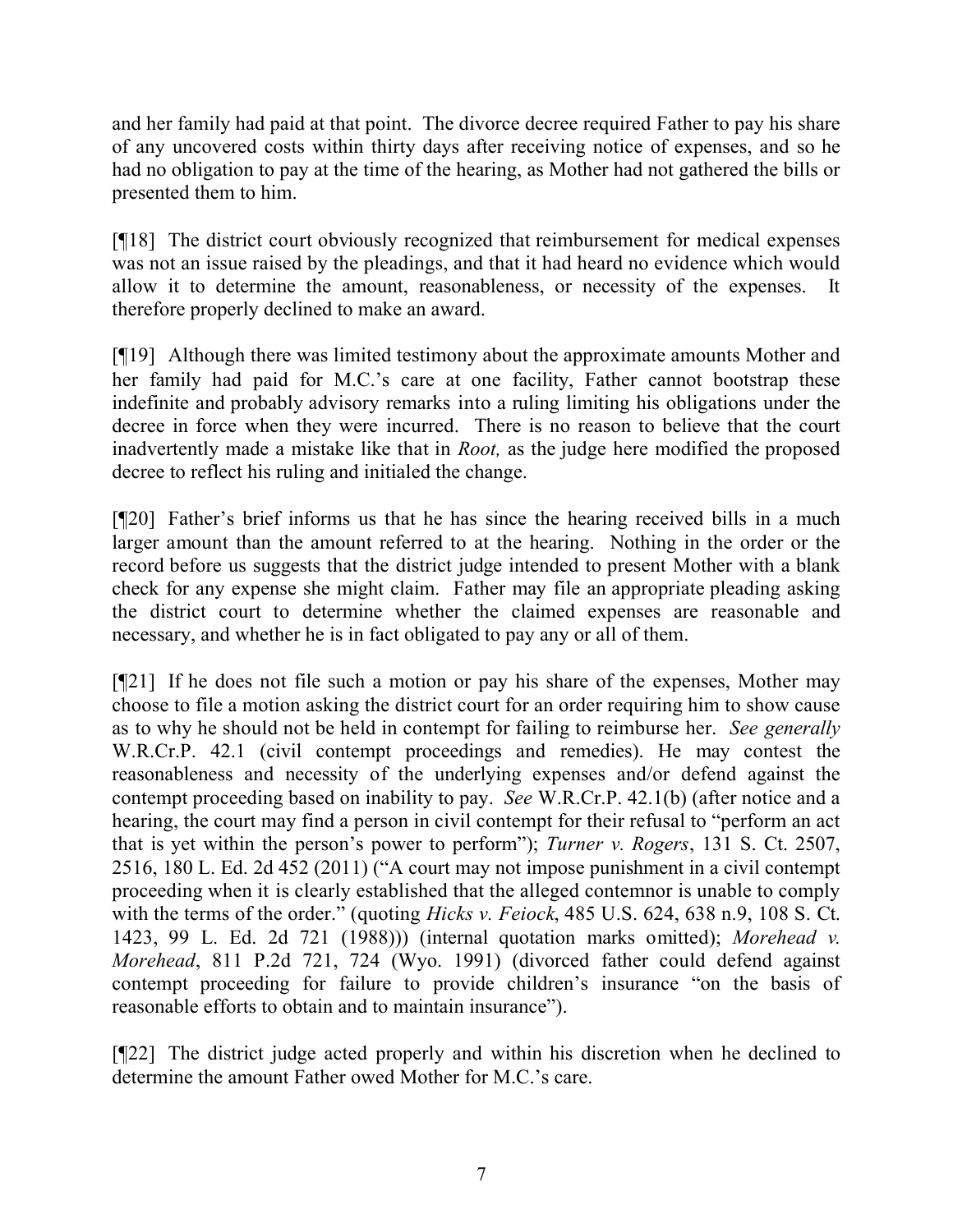and her family had paid at that point. The divorce decree required Father to pay his share of any uncovered costs within thirty days after receiving notice of expenses, and so he had no obligation to pay at the time of the hearing, as Mother had not gathered the bills or presented them to him.

[¶18] The district court obviously recognized that reimbursement for medical expenses was not an issue raised by the pleadings, and that it had heard no evidence which would allow it to determine the amount, reasonableness, or necessity of the expenses. It therefore properly declined to make an award.

[¶19] Although there was limited testimony about the approximate amounts Mother and her family had paid for M.C.'s care at one facility, Father cannot bootstrap these indefinite and probably advisory remarks into a ruling limiting his obligations under the decree in force when they were incurred. There is no reason to believe that the court inadvertently made a mistake like that in *Root,* as the judge here modified the proposed decree to reflect his ruling and initialed the change.

[¶20] Father's brief informs us that he has since the hearing received bills in a much larger amount than the amount referred to at the hearing. Nothing in the order or the record before us suggests that the district judge intended to present Mother with a blank check for any expense she might claim. Father may file an appropriate pleading asking the district court to determine whether the claimed expenses are reasonable and necessary, and whether he is in fact obligated to pay any or all of them.

[¶21] If he does not file such a motion or pay his share of the expenses, Mother may choose to file a motion asking the district court for an order requiring him to show cause as to why he should not be held in contempt for failing to reimburse her. *See generally* W.R.Cr.P. 42.1 (civil contempt proceedings and remedies). He may contest the reasonableness and necessity of the underlying expenses and/or defend against the contempt proceeding based on inability to pay. *See* W.R.Cr.P. 42.1(b) (after notice and a hearing, the court may find a person in civil contempt for their refusal to "perform an act that is yet within the person's power to perform"); *Turner v. Rogers*, 131 S. Ct. 2507, 2516, 180 L. Ed. 2d 452 (2011) ("A court may not impose punishment in a civil contempt proceeding when it is clearly established that the alleged contemnor is unable to comply with the terms of the order." (quoting *Hicks v. Feiock*, 485 U.S. 624, 638 n.9, 108 S. Ct. 1423, 99 L. Ed. 2d 721 (1988))) (internal quotation marks omitted); *Morehead v. Morehead*, 811 P.2d 721, 724 (Wyo. 1991) (divorced father could defend against contempt proceeding for failure to provide children's insurance "on the basis of reasonable efforts to obtain and to maintain insurance").

[¶22] The district judge acted properly and within his discretion when he declined to determine the amount Father owed Mother for M.C.'s care.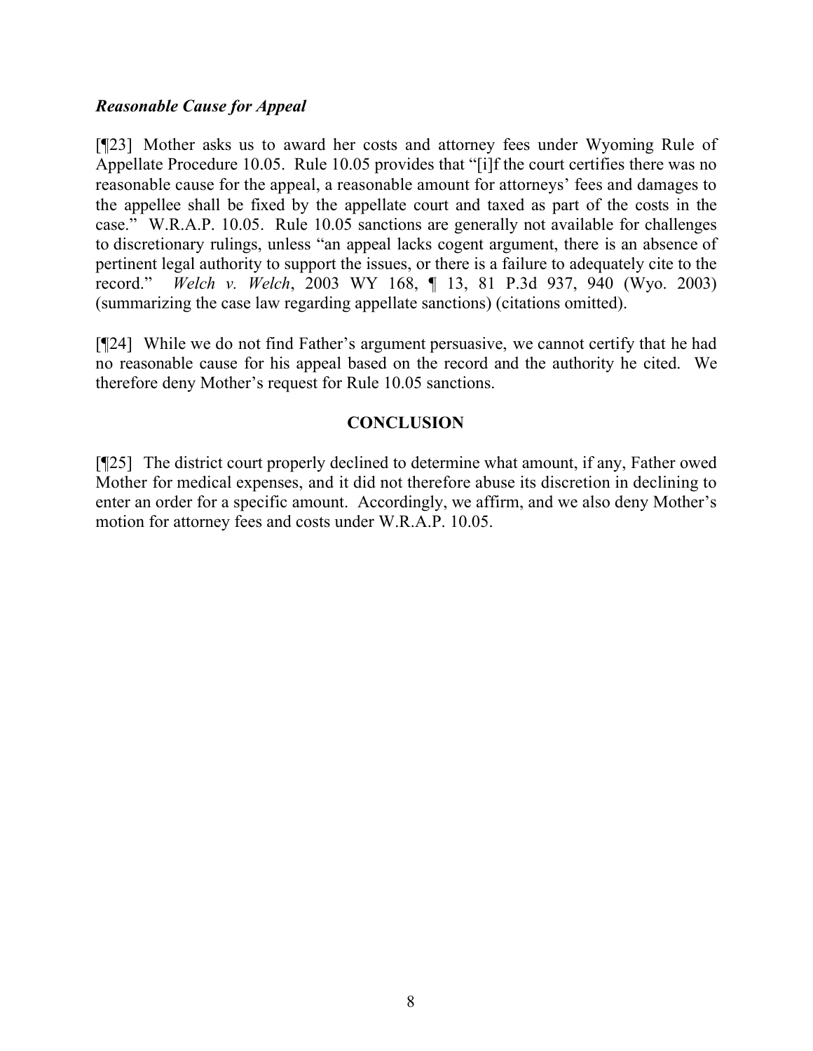### *Reasonable Cause for Appeal*

[¶23] Mother asks us to award her costs and attorney fees under Wyoming Rule of Appellate Procedure 10.05. Rule 10.05 provides that "[i]f the court certifies there was no reasonable cause for the appeal, a reasonable amount for attorneys' fees and damages to the appellee shall be fixed by the appellate court and taxed as part of the costs in the case." W.R.A.P. 10.05. Rule 10.05 sanctions are generally not available for challenges to discretionary rulings, unless "an appeal lacks cogent argument, there is an absence of pertinent legal authority to support the issues, or there is a failure to adequately cite to the record." *Welch v. Welch*, 2003 WY 168, ¶ 13, 81 P.3d 937, 940 (Wyo. 2003) (summarizing the case law regarding appellate sanctions) (citations omitted).

[¶24] While we do not find Father's argument persuasive, we cannot certify that he had no reasonable cause for his appeal based on the record and the authority he cited. We therefore deny Mother's request for Rule 10.05 sanctions.

## CONCLUSION

[¶25] The district court properly declined to determine what amount, if any, Father owed Mother for medical expenses, and it did not therefore abuse its discretion in declining to enter an order for a specific amount. Accordingly, we affirm, and we also deny Mother's motion for attorney fees and costs under W.R.A.P. 10.05.